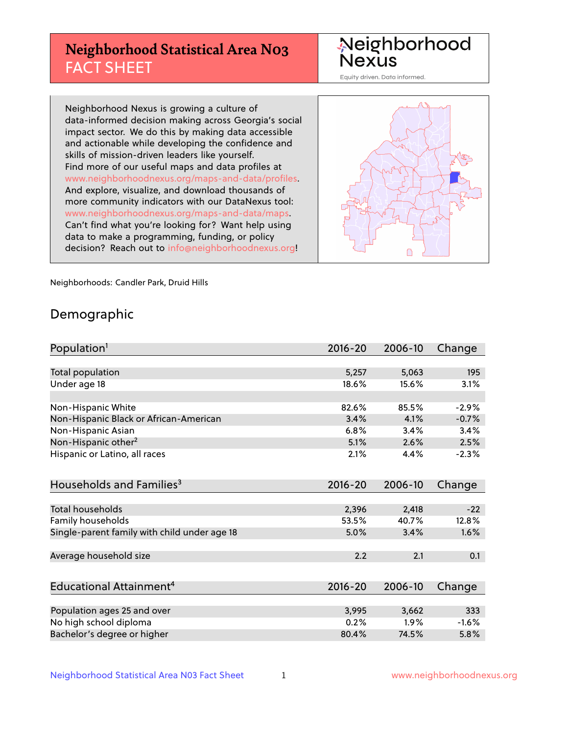# Neighborhood Statistical Area N03 FACT SHEET

Neighborhood Nexus
Equity driven. Data informed.

Neighborhood Nexus is growing a culture of data-informed decision making across Georgia's social impact sector. We do this by making data accessible and actionable while developing the confidence and skills of mission-driven leaders like yourself. Find more of our useful maps and data profiles at www.neighborhoodnexus.org/maps-and-data/profiles. And explore, visualize, and download thousands of more community indicators with our DataNexus tool: www.neighborhoodnexus.org/maps-and-data/maps. Can't find what you're looking for? Want help using data to make a programming, funding, or policy decision? Reach out to info@neighborhoodnexus.org!

Neighborhoods: Candler Park, Druid Hills

## Demographic

| Population[1] | 2016-20 | 2006-10 | Change |
|---|---|---|---|
| Total population | 5,257 | 5,063 | 195 |
| Under age 18 | 18.6% | 15.6% | 3.1% |
| | | | |
| Non-Hispanic White | 82.6% | 85.5% | -2.9% |
| Non-Hispanic Black or African-American | 3.4% | 4.1% | -0.7% |
| Non-Hispanic Asian | 6.8% | 3.4% | 3.4% |
| Non-Hispanic other[2] | 5.1% | 2.6% | 2.5% |
| Hispanic or Latino, all races | 2.1% | 4.4% | -2.3% |

| Households and Families[3] | 2016-20 | 2006-10 | Change |
|---|---|---|---|
| Total households | 2,396 | 2,418 | -22 |
| Family households | 53.5% | 40.7% | 12.8% |
| Single-parent family with child under age 18 | 5.0% | 3.4% | 1.6% |
| Average household size | 2.2 | 2.1 | 0.1 |

| Educational Attainment[4] | 2016-20 | 2006-10 | Change |
|---|---|---|---|
| Population ages 25 and over | 3,995 | 3,662 | 333 |
| No high school diploma | 0.2% | 1.9% | -1.6% |
| Bachelor's degree or higher | 80.4% | 74.5% | 5.8% |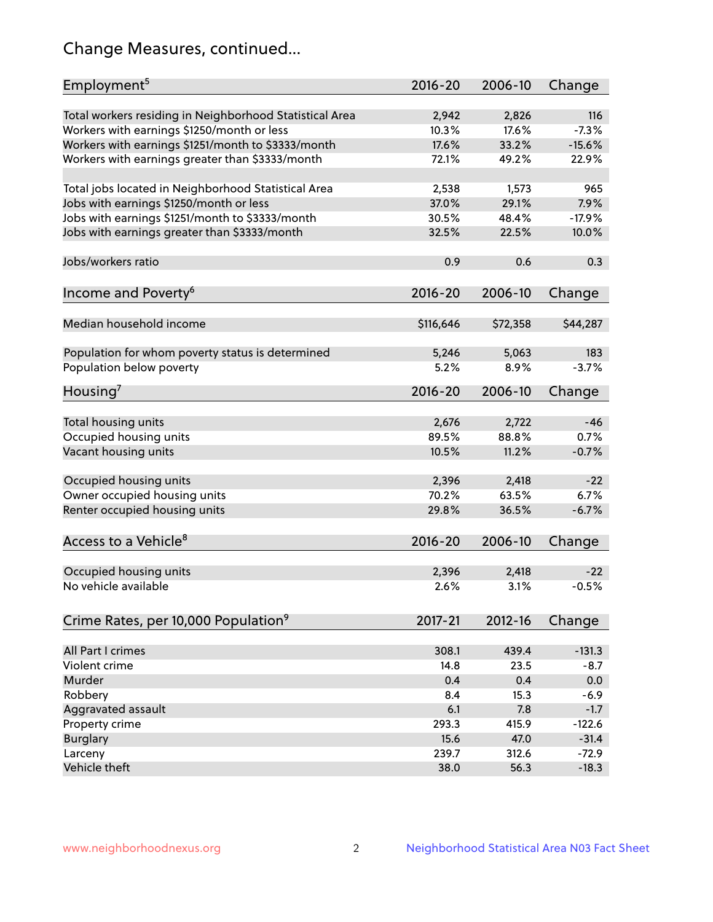## Change Measures, continued...

| Employment[5] | 2016-20 | 2006-10 | Change |
|---|---|---|---|
| Total workers residing in Neighborhood Statistical Area | 2,942 | 2,826 | 116 |
| Workers with earnings $1250/month or less | 10.3% | 17.6% | -7.3% |
| Workers with earnings $1251/month to $3333/month | 17.6% | 33.2% | -15.6% |
| Workers with earnings greater than $3333/month | 72.1% | 49.2% | 22.9% |
| | | | |
| Total jobs located in Neighborhood Statistical Area | 2,538 | 1,573 | 965 |
| Jobs with earnings $1250/month or less | 37.0% | 29.1% | 7.9% |
| Jobs with earnings $1251/month to $3333/month | 30.5% | 48.4% | -17.9% |
| Jobs with earnings greater than $3333/month | 32.5% | 22.5% | 10.0% |
| | | | |
| Jobs/workers ratio | 0.9 | 0.6 | 0.3 |

| Income and Poverty[6] | 2016-20 | 2006-10 | Change |
|---|---|---|---|
| Median household income | $116,646 | $72,358 | $44,287 |
| | | | |
| Population for whom poverty status is determined | 5,246 | 5,063 | 183 |
| Population below poverty | 5.2% | 8.9% | -3.7% |

| Housing[7] | 2016-20 | 2006-10 | Change |
|---|---|---|---|
| Total housing units | 2,676 | 2,722 | -46 |
| Occupied housing units | 89.5% | 88.8% | 0.7% |
| Vacant housing units | 10.5% | 11.2% | -0.7% |
| | | | |
| Occupied housing units | 2,396 | 2,418 | -22 |
| Owner occupied housing units | 70.2% | 63.5% | 6.7% |
| Renter occupied housing units | 29.8% | 36.5% | -6.7% |

| Access to a Vehicle[8] | 2016-20 | 2006-10 | Change |
|---|---|---|---|
| Occupied housing units | 2,396 | 2,418 | -22 |
| No vehicle available | 2.6% | 3.1% | -0.5% |

| Crime Rates, per 10,000 Population[9] | 2017-21 | 2012-16 | Change |
|---|---|---|---|
| All Part I crimes | 308.1 | 439.4 | -131.3 |
| Violent crime | 14.8 | 23.5 | -8.7 |
| Murder | 0.4 | 0.4 | 0.0 |
| Robbery | 8.4 | 15.3 | -6.9 |
| Aggravated assault | 6.1 | 7.8 | -1.7 |
| Property crime | 293.3 | 415.9 | -122.6 |
| Burglary | 15.6 | 47.0 | -31.4 |
| Larceny | 239.7 | 312.6 | -72.9 |
| Vehicle theft | 38.0 | 56.3 | -18.3 |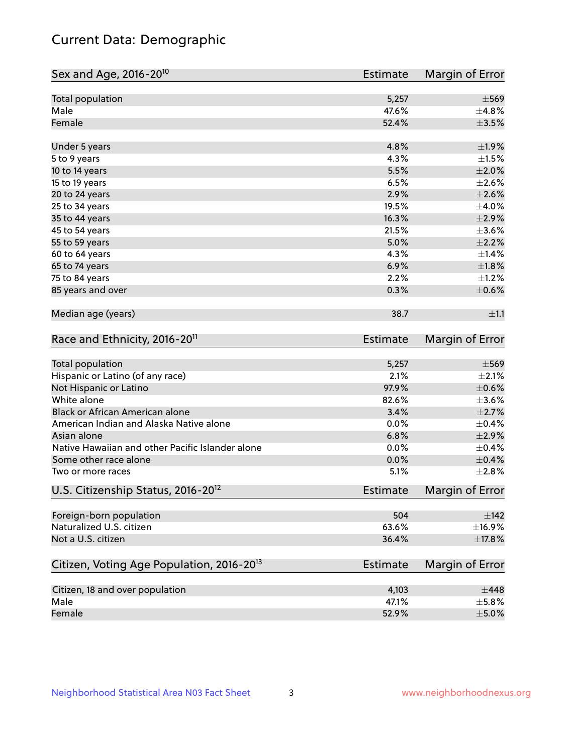# Current Data: Demographic

| Sex and Age, 2016-20[10] | Estimate | Margin of Error |
|---|---|---|
| Total population | 5,257 | ±569 |
| Male | 47.6% | ±4.8% |
| Female | 52.4% | ±3.5% |
| Under 5 years | 4.8% | ±1.9% |
| 5 to 9 years | 4.3% | ±1.5% |
| 10 to 14 years | 5.5% | ±2.0% |
| 15 to 19 years | 6.5% | ±2.6% |
| 20 to 24 years | 2.9% | ±2.6% |
| 25 to 34 years | 19.5% | ±4.0% |
| 35 to 44 years | 16.3% | ±2.9% |
| 45 to 54 years | 21.5% | ±3.6% |
| 55 to 59 years | 5.0% | ±2.2% |
| 60 to 64 years | 4.3% | ±1.4% |
| 65 to 74 years | 6.9% | ±1.8% |
| 75 to 84 years | 2.2% | ±1.2% |
| 85 years and over | 0.3% | ±0.6% |
| Median age (years) | 38.7 | ±1.1 |

| Race and Ethnicity, 2016-20[11] | Estimate | Margin of Error |
|---|---|---|
| Total population | 5,257 | ±569 |
| Hispanic or Latino (of any race) | 2.1% | ±2.1% |
| Not Hispanic or Latino | 97.9% | ±0.6% |
| White alone | 82.6% | ±3.6% |
| Black or African American alone | 3.4% | ±2.7% |
| American Indian and Alaska Native alone | 0.0% | ±0.4% |
| Asian alone | 6.8% | ±2.9% |
| Native Hawaiian and other Pacific Islander alone | 0.0% | ±0.4% |
| Some other race alone | 0.0% | ±0.4% |
| Two or more races | 5.1% | ±2.8% |

| U.S. Citizenship Status, 2016-20[12] | Estimate | Margin of Error |
|---|---|---|
| Foreign-born population | 504 | ±142 |
| Naturalized U.S. citizen | 63.6% | ±16.9% |
| Not a U.S. citizen | 36.4% | ±17.8% |

| Citizen, Voting Age Population, 2016-20[13] | Estimate | Margin of Error |
|---|---|---|
| Citizen, 18 and over population | 4,103 | ±448 |
| Male | 47.1% | ±5.8% |
| Female | 52.9% | ±5.0% |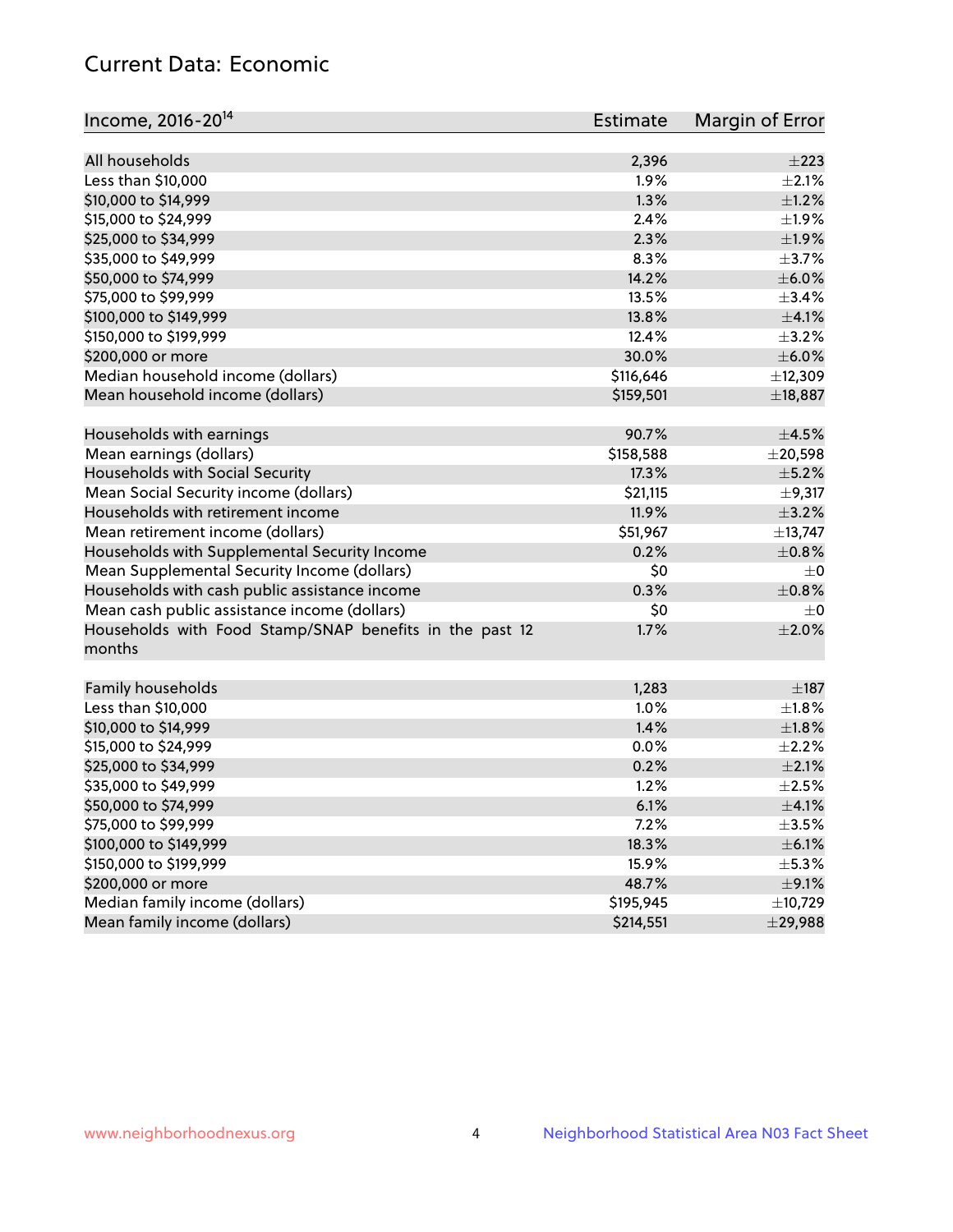## Current Data: Economic

| Income, 2016-20[14] | Estimate | Margin of Error |
|---|---|---|
| All households | 2,396 | ±223 |
| Less than $10,000 | 1.9% | ±2.1% |
| $10,000 to $14,999 | 1.3% | ±1.2% |
| $15,000 to $24,999 | 2.4% | ±1.9% |
| $25,000 to $34,999 | 2.3% | ±1.9% |
| $35,000 to $49,999 | 8.3% | ±3.7% |
| $50,000 to $74,999 | 14.2% | ±6.0% |
| $75,000 to $99,999 | 13.5% | ±3.4% |
| $100,000 to $149,999 | 13.8% | ±4.1% |
| $150,000 to $199,999 | 12.4% | ±3.2% |
| $200,000 or more | 30.0% | ±6.0% |
| Median household income (dollars) | $116,646 | ±12,309 |
| Mean household income (dollars) | $159,501 | ±18,887 |
| | | |
| Households with earnings | 90.7% | ±4.5% |
| Mean earnings (dollars) | $158,588 | ±20,598 |
| Households with Social Security | 17.3% | ±5.2% |
| Mean Social Security income (dollars) | $21,115 | ±9,317 |
| Households with retirement income | 11.9% | ±3.2% |
| Mean retirement income (dollars) | $51,967 | ±13,747 |
| Households with Supplemental Security Income | 0.2% | ±0.8% |
| Mean Supplemental Security Income (dollars) | $0 | ±0 |
| Households with cash public assistance income | 0.3% | ±0.8% |
| Mean cash public assistance income (dollars) | $0 | ±0 |
| Households with Food Stamp/SNAP benefits in the past 12 months | 1.7% | ±2.0% |
| | | |
| Family households | 1,283 | ±187 |
| Less than $10,000 | 1.0% | ±1.8% |
| $10,000 to $14,999 | 1.4% | ±1.8% |
| $15,000 to $24,999 | 0.0% | ±2.2% |
| $25,000 to $34,999 | 0.2% | ±2.1% |
| $35,000 to $49,999 | 1.2% | ±2.5% |
| $50,000 to $74,999 | 6.1% | ±4.1% |
| $75,000 to $99,999 | 7.2% | ±3.5% |
| $100,000 to $149,999 | 18.3% | ±6.1% |
| $150,000 to $199,999 | 15.9% | ±5.3% |
| $200,000 or more | 48.7% | ±9.1% |
| Median family income (dollars) | $195,945 | ±10,729 |
| Mean family income (dollars) | $214,551 | ±29,988 |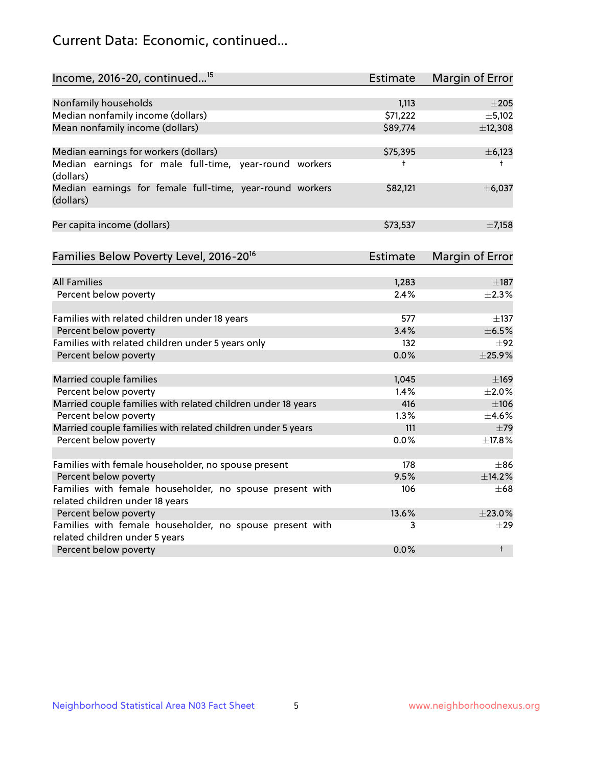## Current Data: Economic, continued...

| Income, 2016-20, continued...[15] | Estimate | Margin of Error |
|---|---|---|
| Nonfamily households | 1,113 | ±205 |
| Median nonfamily income (dollars) | $71,222 | ±5,102 |
| Mean nonfamily income (dollars) | $89,774 | ±12,308 |
| | | |
| Median earnings for workers (dollars) | $75,395 | ±6,123 |
| Median earnings for male full-time, year-round workers (dollars) | † | † |
| Median earnings for female full-time, year-round workers (dollars) | $82,121 | ±6,037 |
| | | |
| Per capita income (dollars) | $73,537 | ±7,158 |

| Families Below Poverty Level, 2016-20[16] | Estimate | Margin of Error |
|---|---|---|
| All Families | 1,283 | ±187 |
| Percent below poverty | 2.4% | ±2.3% |
| | | |
| Families with related children under 18 years | 577 | ±137 |
| Percent below poverty | 3.4% | ±6.5% |
| Families with related children under 5 years only | 132 | ±92 |
| Percent below poverty | 0.0% | ±25.9% |
| | | |
| Married couple families | 1,045 | ±169 |
| Percent below poverty | 1.4% | ±2.0% |
| Married couple families with related children under 18 years | 416 | ±106 |
| Percent below poverty | 1.3% | ±4.6% |
| Married couple families with related children under 5 years | 111 | ±79 |
| Percent below poverty | 0.0% | ±17.8% |
| | | |
| Families with female householder, no spouse present | 178 | ±86 |
| Percent below poverty | 9.5% | ±14.2% |
| Families with female householder, no spouse present with related children under 18 years | 106 | ±68 |
| Percent below poverty | 13.6% | ±23.0% |
| Families with female householder, no spouse present with related children under 5 years | 3 | ±29 |
| Percent below poverty | 0.0% | † |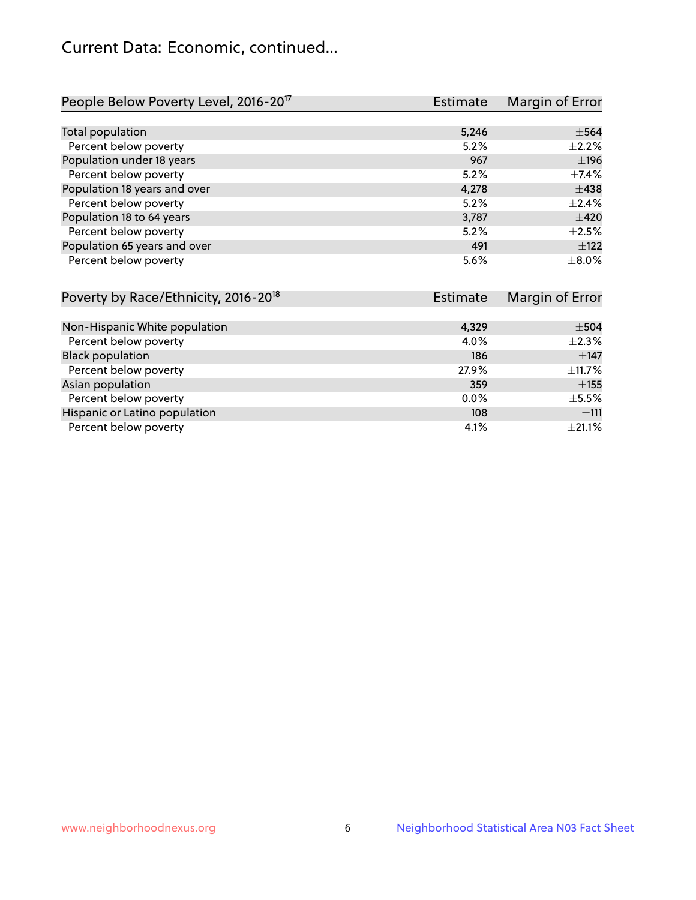# Current Data: Economic, continued...

| People Below Poverty Level, 2016-20[17] | Estimate | Margin of Error |
|---|---|---|
| Total population | 5,246 | ±564 |
| Percent below poverty | 5.2% | ±2.2% |
| Population under 18 years | 967 | ±196 |
| Percent below poverty | 5.2% | ±7.4% |
| Population 18 years and over | 4,278 | ±438 |
| Percent below poverty | 5.2% | ±2.4% |
| Population 18 to 64 years | 3,787 | ±420 |
| Percent below poverty | 5.2% | ±2.5% |
| Population 65 years and over | 491 | ±122 |
| Percent below poverty | 5.6% | ±8.0% |

| Poverty by Race/Ethnicity, 2016-20[18] | Estimate | Margin of Error |
|---|---|---|
| Non-Hispanic White population | 4,329 | ±504 |
| Percent below poverty | 4.0% | ±2.3% |
| Black population | 186 | ±147 |
| Percent below poverty | 27.9% | ±11.7% |
| Asian population | 359 | ±155 |
| Percent below poverty | 0.0% | ±5.5% |
| Hispanic or Latino population | 108 | ±111 |
| Percent below poverty | 4.1% | ±21.1% |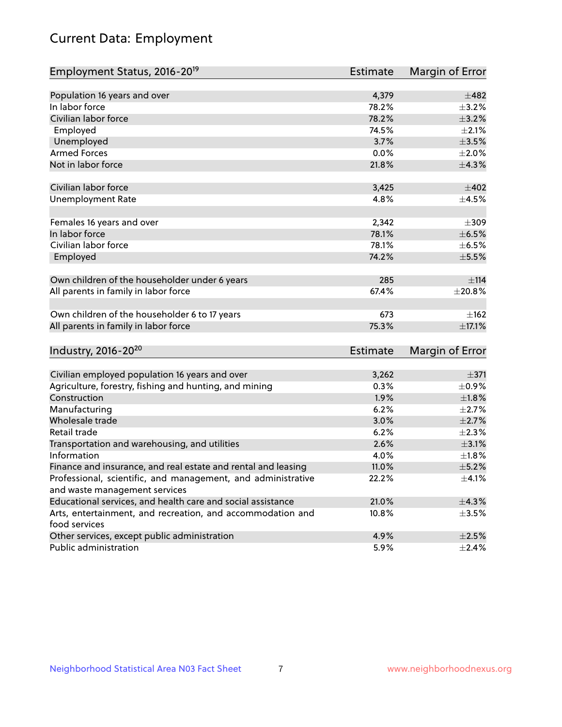# Current Data: Employment

| Employment Status, 2016-20[19] | Estimate | Margin of Error |
|---|---|---|
| Population 16 years and over | 4,379 | ±482 |
| In labor force | 78.2% | ±3.2% |
| Civilian labor force | 78.2% | ±3.2% |
| Employed | 74.5% | ±2.1% |
| Unemployed | 3.7% | ±3.5% |
| Armed Forces | 0.0% | ±2.0% |
| Not in labor force | 21.8% | ±4.3% |
| | | |
| Civilian labor force | 3,425 | ±402 |
| Unemployment Rate | 4.8% | ±4.5% |
| | | |
| Females 16 years and over | 2,342 | ±309 |
| In labor force | 78.1% | ±6.5% |
| Civilian labor force | 78.1% | ±6.5% |
| Employed | 74.2% | ±5.5% |
| | | |
| Own children of the householder under 6 years | 285 | ±114 |
| All parents in family in labor force | 67.4% | ±20.8% |
| | | |
| Own children of the householder 6 to 17 years | 673 | ±162 |
| All parents in family in labor force | 75.3% | ±17.1% |

| Industry, 2016-20[20] | Estimate | Margin of Error |
|---|---|---|
| Civilian employed population 16 years and over | 3,262 | ±371 |
| Agriculture, forestry, fishing and hunting, and mining | 0.3% | ±0.9% |
| Construction | 1.9% | ±1.8% |
| Manufacturing | 6.2% | ±2.7% |
| Wholesale trade | 3.0% | ±2.7% |
| Retail trade | 6.2% | ±2.3% |
| Transportation and warehousing, and utilities | 2.6% | ±3.1% |
| Information | 4.0% | ±1.8% |
| Finance and insurance, and real estate and rental and leasing | 11.0% | ±5.2% |
| Professional, scientific, and management, and administrative and waste management services | 22.2% | ±4.1% |
| Educational services, and health care and social assistance | 21.0% | ±4.3% |
| Arts, entertainment, and recreation, and accommodation and food services | 10.8% | ±3.5% |
| Other services, except public administration | 4.9% | ±2.5% |
| Public administration | 5.9% | ±2.4% |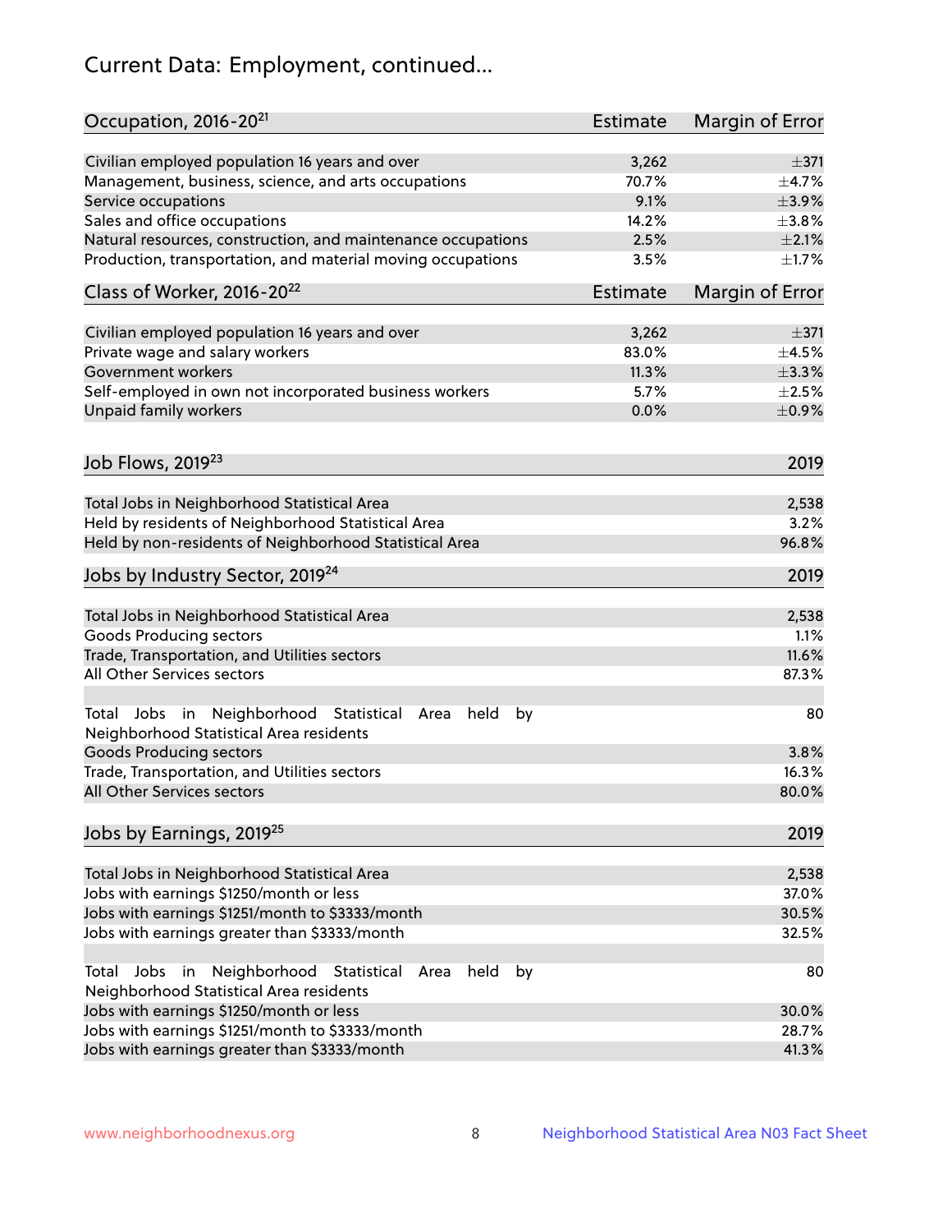# Current Data: Employment, continued...

| Occupation, 2016-20[21] | Estimate | Margin of Error |
|---|---|---|
| Civilian employed population 16 years and over | 3,262 | ±371 |
| Management, business, science, and arts occupations | 70.7% | ±4.7% |
| Service occupations | 9.1% | ±3.9% |
| Sales and office occupations | 14.2% | ±3.8% |
| Natural resources, construction, and maintenance occupations | 2.5% | ±2.1% |
| Production, transportation, and material moving occupations | 3.5% | ±1.7% |

| Class of Worker, 2016-20[22] | Estimate | Margin of Error |
|---|---|---|
| Civilian employed population 16 years and over | 3,262 | ±371 |
| Private wage and salary workers | 83.0% | ±4.5% |
| Government workers | 11.3% | ±3.3% |
| Self-employed in own not incorporated business workers | 5.7% | ±2.5% |
| Unpaid family workers | 0.0% | ±0.9% |

| Job Flows, 2019[23] | 2019 |
|---|---|
| Total Jobs in Neighborhood Statistical Area | 2,538 |
| Held by residents of Neighborhood Statistical Area | 3.2% |
| Held by non-residents of Neighborhood Statistical Area | 96.8% |

| Jobs by Industry Sector, 2019[24] | 2019 |
|---|---|
| Total Jobs in Neighborhood Statistical Area | 2,538 |
| Goods Producing sectors | 1.1% |
| Trade, Transportation, and Utilities sectors | 11.6% |
| All Other Services sectors | 87.3% |
| Total Jobs in Neighborhood Statistical Area held by Neighborhood Statistical Area residents | 80 |
| Goods Producing sectors | 3.8% |
| Trade, Transportation, and Utilities sectors | 16.3% |
| All Other Services sectors | 80.0% |

| Jobs by Earnings, 2019[25] | 2019 |
|---|---|
| Total Jobs in Neighborhood Statistical Area | 2,538 |
| Jobs with earnings $1250/month or less | 37.0% |
| Jobs with earnings $1251/month to $3333/month | 30.5% |
| Jobs with earnings greater than $3333/month | 32.5% |
| Total Jobs in Neighborhood Statistical Area held by Neighborhood Statistical Area residents | 80 |
| Jobs with earnings $1250/month or less | 30.0% |
| Jobs with earnings $1251/month to $3333/month | 28.7% |
| Jobs with earnings greater than $3333/month | 41.3% |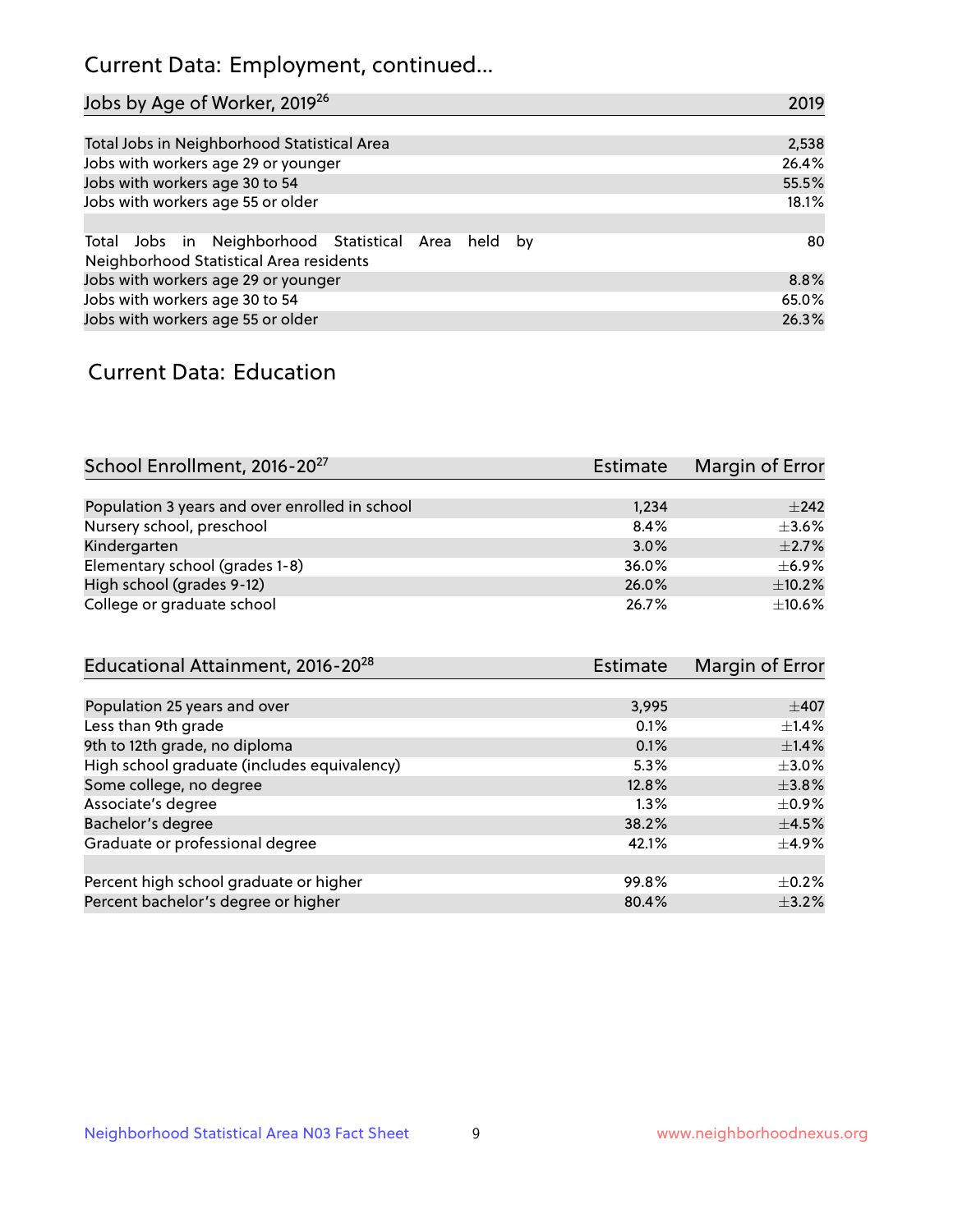## Current Data: Employment, continued...

| Jobs by Age of Worker, 2019[26] | 2019 |
|---|---|
| Total Jobs in Neighborhood Statistical Area | 2,538 |
| Jobs with workers age 29 or younger | 26.4% |
| Jobs with workers age 30 to 54 | 55.5% |
| Jobs with workers age 55 or older | 18.1% |
| | |
| Total Jobs in Neighborhood Statistical Area held by Neighborhood Statistical Area residents | 80 |
| Jobs with workers age 29 or younger | 8.8% |
| Jobs with workers age 30 to 54 | 65.0% |
| Jobs with workers age 55 or older | 26.3% |

## Current Data: Education

| School Enrollment, 2016-20[27] | Estimate | Margin of Error |
|---|---|---|
| Population 3 years and over enrolled in school | 1,234 | ±242 |
| Nursery school, preschool | 8.4% | ±3.6% |
| Kindergarten | 3.0% | ±2.7% |
| Elementary school (grades 1-8) | 36.0% | ±6.9% |
| High school (grades 9-12) | 26.0% | ±10.2% |
| College or graduate school | 26.7% | ±10.6% |

| Educational Attainment, 2016-20[28] | Estimate | Margin of Error |
|---|---|---|
| Population 25 years and over | 3,995 | ±407 |
| Less than 9th grade | 0.1% | ±1.4% |
| 9th to 12th grade, no diploma | 0.1% | ±1.4% |
| High school graduate (includes equivalency) | 5.3% | ±3.0% |
| Some college, no degree | 12.8% | ±3.8% |
| Associate's degree | 1.3% | ±0.9% |
| Bachelor's degree | 38.2% | ±4.5% |
| Graduate or professional degree | 42.1% | ±4.9% |
| | | |
| Percent high school graduate or higher | 99.8% | ±0.2% |
| Percent bachelor's degree or higher | 80.4% | ±3.2% |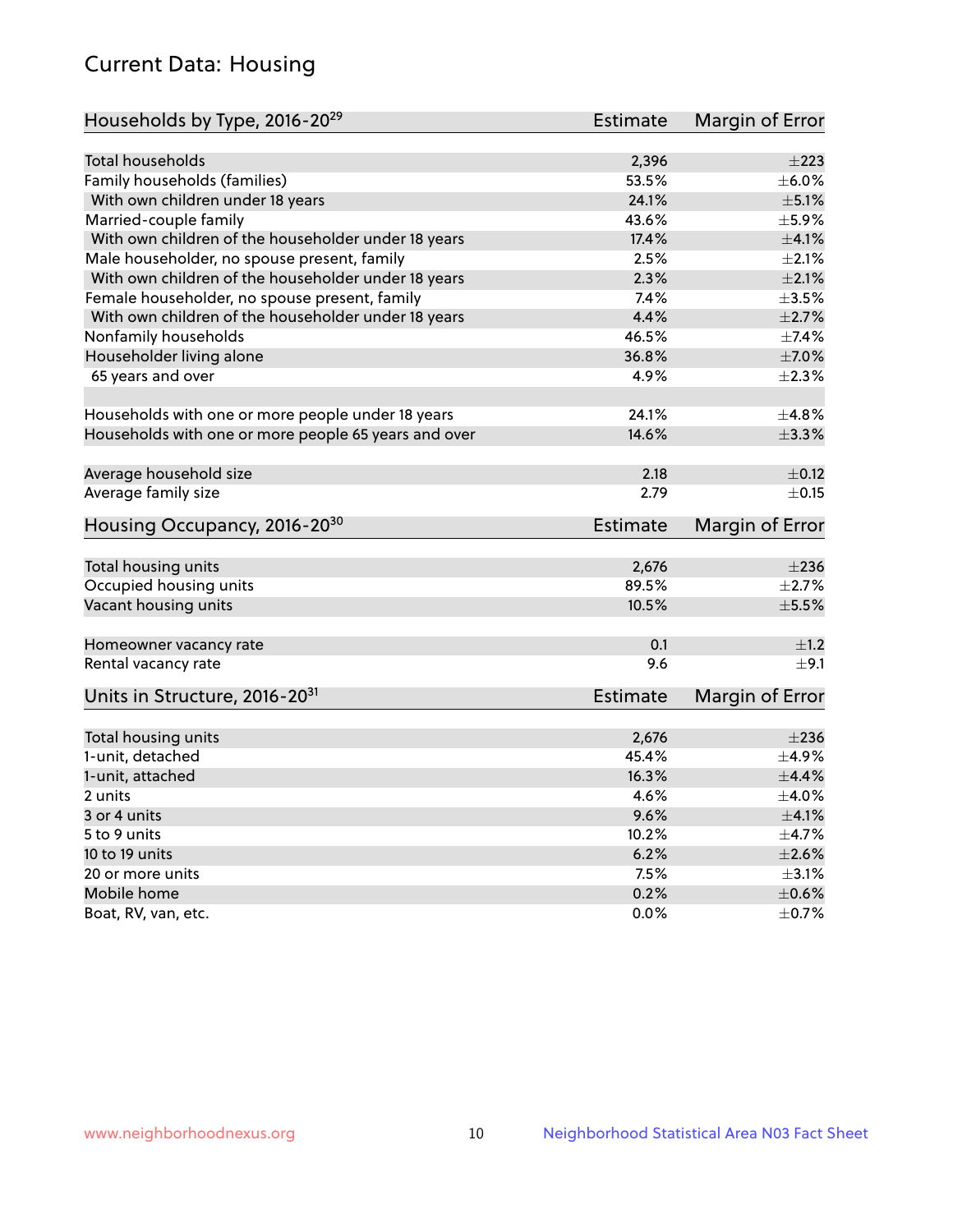## Current Data: Housing

| Households by Type, 2016-20[29] | Estimate | Margin of Error |
|---|---|---|
| Total households | 2,396 | ±223 |
| Family households (families) | 53.5% | ±6.0% |
| With own children under 18 years | 24.1% | ±5.1% |
| Married-couple family | 43.6% | ±5.9% |
| With own children of the householder under 18 years | 17.4% | ±4.1% |
| Male householder, no spouse present, family | 2.5% | ±2.1% |
| With own children of the householder under 18 years | 2.3% | ±2.1% |
| Female householder, no spouse present, family | 7.4% | ±3.5% |
| With own children of the householder under 18 years | 4.4% | ±2.7% |
| Nonfamily households | 46.5% | ±7.4% |
| Householder living alone | 36.8% | ±7.0% |
| 65 years and over | 4.9% | ±2.3% |
| Households with one or more people under 18 years | 24.1% | ±4.8% |
| Households with one or more people 65 years and over | 14.6% | ±3.3% |
| Average household size | 2.18 | ±0.12 |
| Average family size | 2.79 | ±0.15 |

| Housing Occupancy, 2016-20[30] | Estimate | Margin of Error |
|---|---|---|
| Total housing units | 2,676 | ±236 |
| Occupied housing units | 89.5% | ±2.7% |
| Vacant housing units | 10.5% | ±5.5% |
| Homeowner vacancy rate | 0.1 | ±1.2 |
| Rental vacancy rate | 9.6 | ±9.1 |

| Units in Structure, 2016-20[31] | Estimate | Margin of Error |
|---|---|---|
| Total housing units | 2,676 | ±236 |
| 1-unit, detached | 45.4% | ±4.9% |
| 1-unit, attached | 16.3% | ±4.4% |
| 2 units | 4.6% | ±4.0% |
| 3 or 4 units | 9.6% | ±4.1% |
| 5 to 9 units | 10.2% | ±4.7% |
| 10 to 19 units | 6.2% | ±2.6% |
| 20 or more units | 7.5% | ±3.1% |
| Mobile home | 0.2% | ±0.6% |
| Boat, RV, van, etc. | 0.0% | ±0.7% |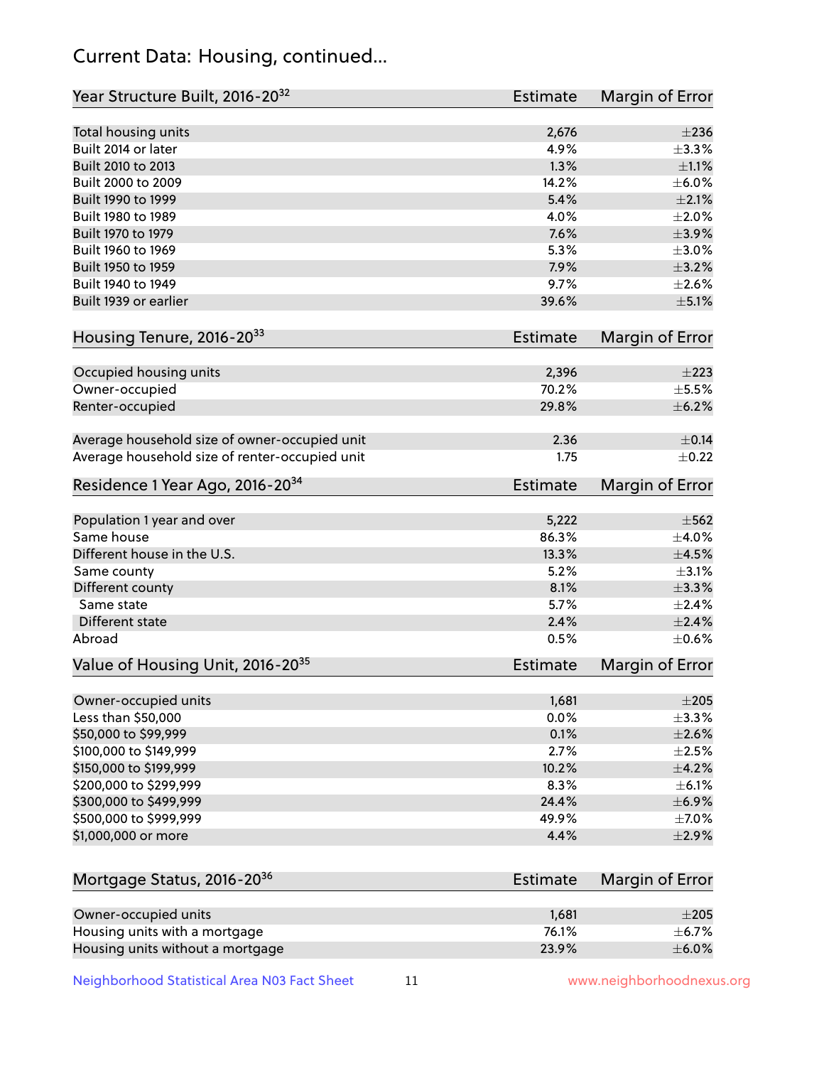# Current Data: Housing, continued...

| Year Structure Built, 2016-20[32] | Estimate | Margin of Error |
|---|---|---|
| Total housing units | 2,676 | ±236 |
| Built 2014 or later | 4.9% | ±3.3% |
| Built 2010 to 2013 | 1.3% | ±1.1% |
| Built 2000 to 2009 | 14.2% | ±6.0% |
| Built 1990 to 1999 | 5.4% | ±2.1% |
| Built 1980 to 1989 | 4.0% | ±2.0% |
| Built 1970 to 1979 | 7.6% | ±3.9% |
| Built 1960 to 1969 | 5.3% | ±3.0% |
| Built 1950 to 1959 | 7.9% | ±3.2% |
| Built 1940 to 1949 | 9.7% | ±2.6% |
| Built 1939 or earlier | 39.6% | ±5.1% |

| Housing Tenure, 2016-20[33] | Estimate | Margin of Error |
|---|---|---|
| Occupied housing units | 2,396 | ±223 |
| Owner-occupied | 70.2% | ±5.5% |
| Renter-occupied | 29.8% | ±6.2% |
| Average household size of owner-occupied unit | 2.36 | ±0.14 |
| Average household size of renter-occupied unit | 1.75 | ±0.22 |

| Residence 1 Year Ago, 2016-20[34] | Estimate | Margin of Error |
|---|---|---|
| Population 1 year and over | 5,222 | ±562 |
| Same house | 86.3% | ±4.0% |
| Different house in the U.S. | 13.3% | ±4.5% |
| Same county | 5.2% | ±3.1% |
| Different county | 8.1% | ±3.3% |
| Same state | 5.7% | ±2.4% |
| Different state | 2.4% | ±2.4% |
| Abroad | 0.5% | ±0.6% |

| Value of Housing Unit, 2016-20[35] | Estimate | Margin of Error |
|---|---|---|
| Owner-occupied units | 1,681 | ±205 |
| Less than $50,000 | 0.0% | ±3.3% |
| $50,000 to $99,999 | 0.1% | ±2.6% |
| $100,000 to $149,999 | 2.7% | ±2.5% |
| $150,000 to $199,999 | 10.2% | ±4.2% |
| $200,000 to $299,999 | 8.3% | ±6.1% |
| $300,000 to $499,999 | 24.4% | ±6.9% |
| $500,000 to $999,999 | 49.9% | ±7.0% |
| $1,000,000 or more | 4.4% | ±2.9% |

| Mortgage Status, 2016-20[36] | Estimate | Margin of Error |
|---|---|---|
| Owner-occupied units | 1,681 | ±205 |
| Housing units with a mortgage | 76.1% | ±6.7% |
| Housing units without a mortgage | 23.9% | ±6.0% |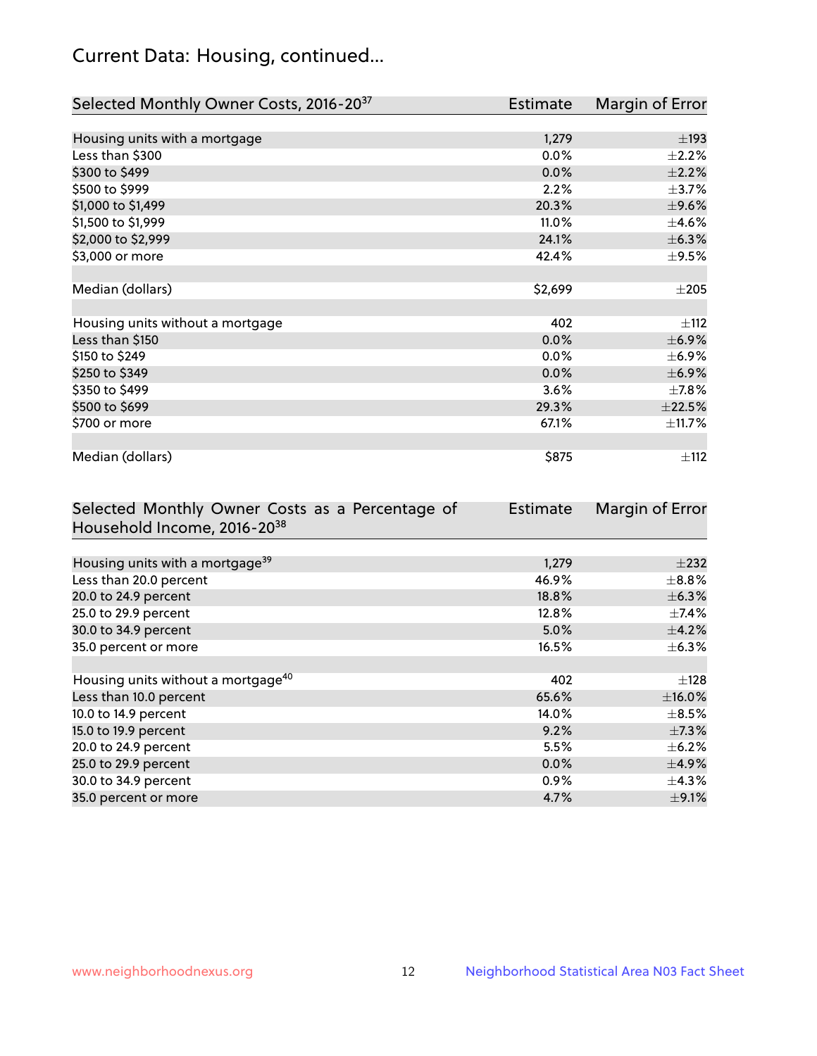## Current Data: Housing, continued...

| Selected Monthly Owner Costs, 2016-20[37] | Estimate | Margin of Error |
|---|---|---|
| Housing units with a mortgage | 1,279 | ±193 |
| Less than $300 | 0.0% | ±2.2% |
| $300 to $499 | 0.0% | ±2.2% |
| $500 to $999 | 2.2% | ±3.7% |
| $1,000 to $1,499 | 20.3% | ±9.6% |
| $1,500 to $1,999 | 11.0% | ±4.6% |
| $2,000 to $2,999 | 24.1% | ±6.3% |
| $3,000 or more | 42.4% | ±9.5% |
| | | |
| Median (dollars) | $2,699 | ±205 |
| | | |
| Housing units without a mortgage | 402 | ±112 |
| Less than $150 | 0.0% | ±6.9% |
| $150 to $249 | 0.0% | ±6.9% |
| $250 to $349 | 0.0% | ±6.9% |
| $350 to $499 | 3.6% | ±7.8% |
| $500 to $699 | 29.3% | ±22.5% |
| $700 or more | 67.1% | ±11.7% |
| | | |
| Median (dollars) | $875 | ±112 |

| Selected Monthly Owner Costs as a Percentage of Household Income, 2016-20[38] | Estimate | Margin of Error |
|---|---|---|
| Housing units with a mortgage[39] | 1,279 | ±232 |
| Less than 20.0 percent | 46.9% | ±8.8% |
| 20.0 to 24.9 percent | 18.8% | ±6.3% |
| 25.0 to 29.9 percent | 12.8% | ±7.4% |
| 30.0 to 34.9 percent | 5.0% | ±4.2% |
| 35.0 percent or more | 16.5% | ±6.3% |
| | | |
| Housing units without a mortgage[40] | 402 | ±128 |
| Less than 10.0 percent | 65.6% | ±16.0% |
| 10.0 to 14.9 percent | 14.0% | ±8.5% |
| 15.0 to 19.9 percent | 9.2% | ±7.3% |
| 20.0 to 24.9 percent | 5.5% | ±6.2% |
| 25.0 to 29.9 percent | 0.0% | ±4.9% |
| 30.0 to 34.9 percent | 0.9% | ±4.3% |
| 35.0 percent or more | 4.7% | ±9.1% |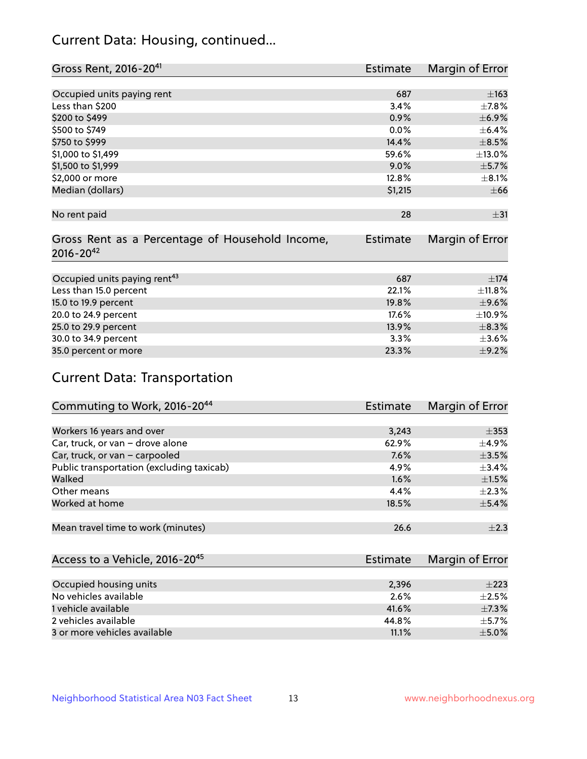## Current Data: Housing, continued...

| Gross Rent, 2016-20[41] | Estimate | Margin of Error |
|---|---|---|
| Occupied units paying rent | 687 | ±163 |
| Less than $200 | 3.4% | ±7.8% |
| $200 to $499 | 0.9% | ±6.9% |
| $500 to $749 | 0.0% | ±6.4% |
| $750 to $999 | 14.4% | ±8.5% |
| $1,000 to $1,499 | 59.6% | ±13.0% |
| $1,500 to $1,999 | 9.0% | ±5.7% |
| $2,000 or more | 12.8% | ±8.1% |
| Median (dollars) | $1,215 | ±66 |
| No rent paid | 28 | ±31 |

| Gross Rent as a Percentage of Household Income, 2016-20[42] | Estimate | Margin of Error |
|---|---|---|
| Occupied units paying rent[43] | 687 | ±174 |
| Less than 15.0 percent | 22.1% | ±11.8% |
| 15.0 to 19.9 percent | 19.8% | ±9.6% |
| 20.0 to 24.9 percent | 17.6% | ±10.9% |
| 25.0 to 29.9 percent | 13.9% | ±8.3% |
| 30.0 to 34.9 percent | 3.3% | ±3.6% |
| 35.0 percent or more | 23.3% | ±9.2% |

## Current Data: Transportation

| Commuting to Work, 2016-20[44] | Estimate | Margin of Error |
|---|---|---|
| Workers 16 years and over | 3,243 | ±353 |
| Car, truck, or van – drove alone | 62.9% | ±4.9% |
| Car, truck, or van – carpooled | 7.6% | ±3.5% |
| Public transportation (excluding taxicab) | 4.9% | ±3.4% |
| Walked | 1.6% | ±1.5% |
| Other means | 4.4% | ±2.3% |
| Worked at home | 18.5% | ±5.4% |
| Mean travel time to work (minutes) | 26.6 | ±2.3 |

| Access to a Vehicle, 2016-20[45] | Estimate | Margin of Error |
|---|---|---|
| Occupied housing units | 2,396 | ±223 |
| No vehicles available | 2.6% | ±2.5% |
| 1 vehicle available | 41.6% | ±7.3% |
| 2 vehicles available | 44.8% | ±5.7% |
| 3 or more vehicles available | 11.1% | ±5.0% |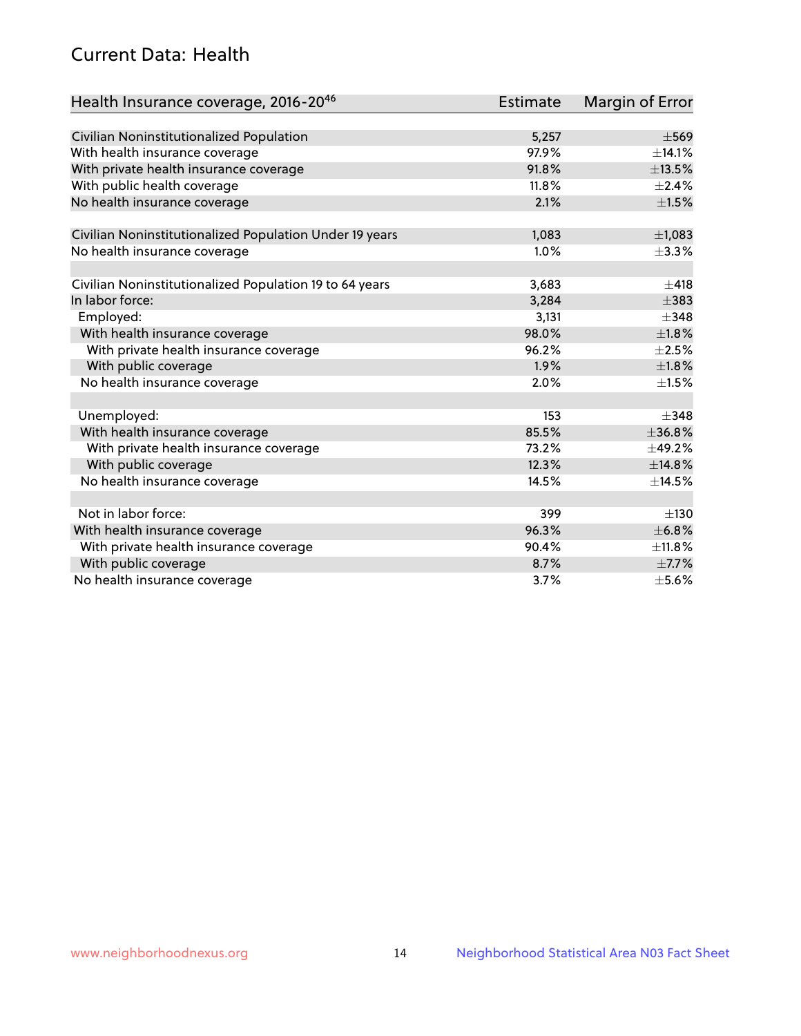## Current Data: Health

| Health Insurance coverage, 2016-20[46] | Estimate | Margin of Error |
|---|---|---|
| Civilian Noninstitutionalized Population | 5,257 | ±569 |
| With health insurance coverage | 97.9% | ±14.1% |
| With private health insurance coverage | 91.8% | ±13.5% |
| With public health coverage | 11.8% | ±2.4% |
| No health insurance coverage | 2.1% | ±1.5% |
| | | |
| Civilian Noninstitutionalized Population Under 19 years | 1,083 | ±1,083 |
| No health insurance coverage | 1.0% | ±3.3% |
| | | |
| Civilian Noninstitutionalized Population 19 to 64 years | 3,683 | ±418 |
| In labor force: | 3,284 | ±383 |
| Employed: | 3,131 | ±348 |
| With health insurance coverage | 98.0% | ±1.8% |
| With private health insurance coverage | 96.2% | ±2.5% |
| With public coverage | 1.9% | ±1.8% |
| No health insurance coverage | 2.0% | ±1.5% |
| | | |
| Unemployed: | 153 | ±348 |
| With health insurance coverage | 85.5% | ±36.8% |
| With private health insurance coverage | 73.2% | ±49.2% |
| With public coverage | 12.3% | ±14.8% |
| No health insurance coverage | 14.5% | ±14.5% |
| | | |
| Not in labor force: | 399 | ±130 |
| With health insurance coverage | 96.3% | ±6.8% |
| With private health insurance coverage | 90.4% | ±11.8% |
| With public coverage | 8.7% | ±7.7% |
| No health insurance coverage | 3.7% | ±5.6% |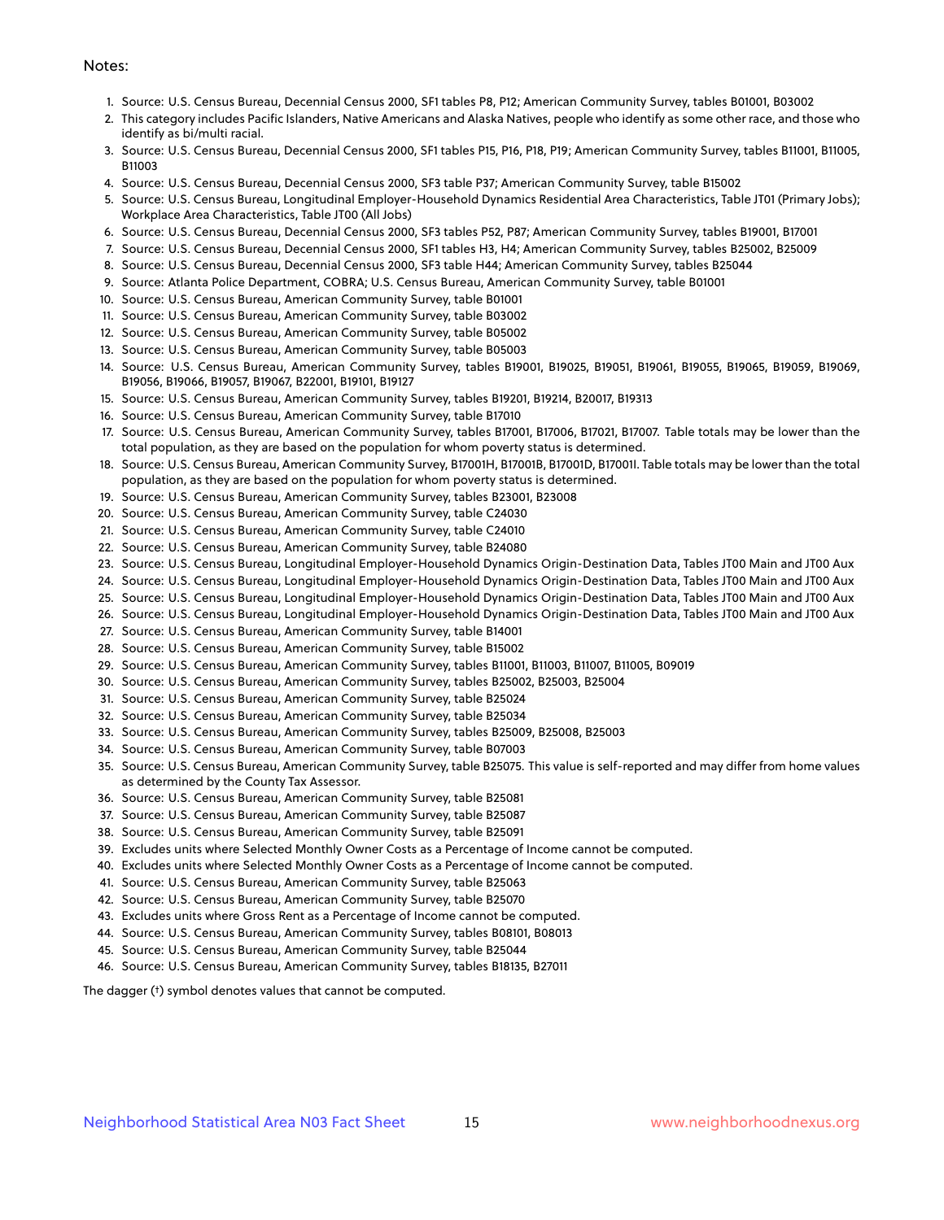Notes:

1. Source: U.S. Census Bureau, Decennial Census 2000, SF1 tables P8, P12; American Community Survey, tables B01001, B03002
2. This category includes Pacific Islanders, Native Americans and Alaska Natives, people who identify as some other race, and those who identify as bi/multi racial.
3. Source: U.S. Census Bureau, Decennial Census 2000, SF1 tables P15, P16, P18, P19; American Community Survey, tables B11001, B11005, B11003
4. Source: U.S. Census Bureau, Decennial Census 2000, SF3 table P37; American Community Survey, table B15002
5. Source: U.S. Census Bureau, Longitudinal Employer-Household Dynamics Residential Area Characteristics, Table JT01 (Primary Jobs); Workplace Area Characteristics, Table JT00 (All Jobs)
6. Source: U.S. Census Bureau, Decennial Census 2000, SF3 tables P52, P87; American Community Survey, tables B19001, B17001
7. Source: U.S. Census Bureau, Decennial Census 2000, SF1 tables H3, H4; American Community Survey, tables B25002, B25009
8. Source: U.S. Census Bureau, Decennial Census 2000, SF3 table H44; American Community Survey, tables B25044
9. Source: Atlanta Police Department, COBRA; U.S. Census Bureau, American Community Survey, table B01001
10. Source: U.S. Census Bureau, American Community Survey, table B01001
11. Source: U.S. Census Bureau, American Community Survey, table B03002
12. Source: U.S. Census Bureau, American Community Survey, table B05002
13. Source: U.S. Census Bureau, American Community Survey, table B05003
14. Source: U.S. Census Bureau, American Community Survey, tables B19001, B19025, B19051, B19061, B19055, B19065, B19059, B19069, B19056, B19066, B19057, B19067, B22001, B19101, B19127
15. Source: U.S. Census Bureau, American Community Survey, tables B19201, B19214, B20017, B19313
16. Source: U.S. Census Bureau, American Community Survey, table B17010
17. Source: U.S. Census Bureau, American Community Survey, tables B17001, B17006, B17021, B17007. Table totals may be lower than the total population, as they are based on the population for whom poverty status is determined.
18. Source: U.S. Census Bureau, American Community Survey, B17001H, B17001B, B17001D, B17001I. Table totals may be lower than the total population, as they are based on the population for whom poverty status is determined.
19. Source: U.S. Census Bureau, American Community Survey, tables B23001, B23008
20. Source: U.S. Census Bureau, American Community Survey, table C24030
21. Source: U.S. Census Bureau, American Community Survey, table C24010
22. Source: U.S. Census Bureau, American Community Survey, table B24080
23. Source: U.S. Census Bureau, Longitudinal Employer-Household Dynamics Origin-Destination Data, Tables JT00 Main and JT00 Aux
24. Source: U.S. Census Bureau, Longitudinal Employer-Household Dynamics Origin-Destination Data, Tables JT00 Main and JT00 Aux
25. Source: U.S. Census Bureau, Longitudinal Employer-Household Dynamics Origin-Destination Data, Tables JT00 Main and JT00 Aux
26. Source: U.S. Census Bureau, Longitudinal Employer-Household Dynamics Origin-Destination Data, Tables JT00 Main and JT00 Aux
27. Source: U.S. Census Bureau, American Community Survey, table B14001
28. Source: U.S. Census Bureau, American Community Survey, table B15002
29. Source: U.S. Census Bureau, American Community Survey, tables B11001, B11003, B11007, B11005, B09019
30. Source: U.S. Census Bureau, American Community Survey, tables B25002, B25003, B25004
31. Source: U.S. Census Bureau, American Community Survey, table B25024
32. Source: U.S. Census Bureau, American Community Survey, table B25034
33. Source: U.S. Census Bureau, American Community Survey, tables B25009, B25008, B25003
34. Source: U.S. Census Bureau, American Community Survey, table B07003
35. Source: U.S. Census Bureau, American Community Survey, table B25075. This value is self-reported and may differ from home values as determined by the County Tax Assessor.
36. Source: U.S. Census Bureau, American Community Survey, table B25081
37. Source: U.S. Census Bureau, American Community Survey, table B25087
38. Source: U.S. Census Bureau, American Community Survey, table B25091
39. Excludes units where Selected Monthly Owner Costs as a Percentage of Income cannot be computed.
40. Excludes units where Selected Monthly Owner Costs as a Percentage of Income cannot be computed.
41. Source: U.S. Census Bureau, American Community Survey, table B25063
42. Source: U.S. Census Bureau, American Community Survey, table B25070
43. Excludes units where Gross Rent as a Percentage of Income cannot be computed.
44. Source: U.S. Census Bureau, American Community Survey, tables B08101, B08013
45. Source: U.S. Census Bureau, American Community Survey, table B25044
46. Source: U.S. Census Bureau, American Community Survey, tables B18135, B27011

The dagger (†) symbol denotes values that cannot be computed.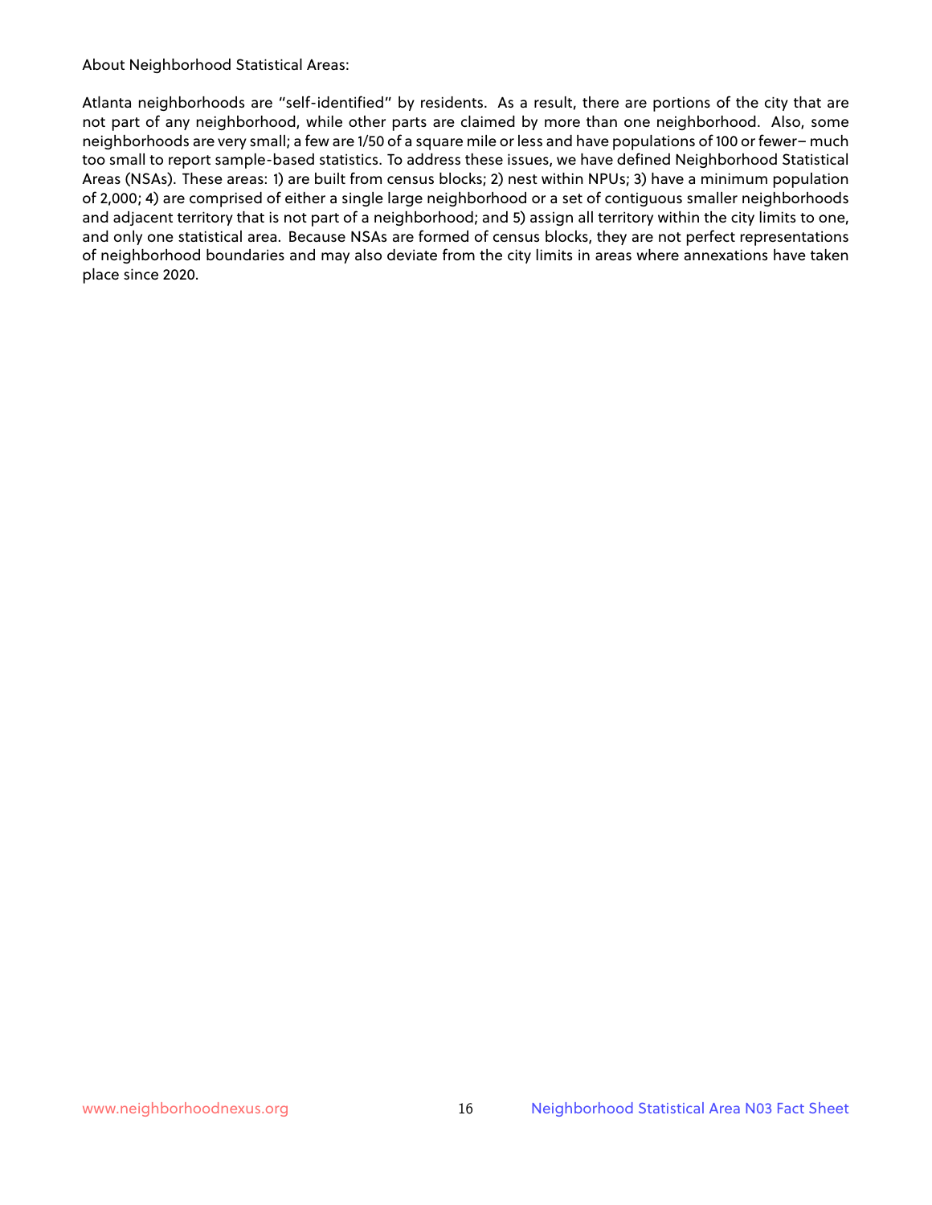About Neighborhood Statistical Areas:

Atlanta neighborhoods are "self-identified" by residents. As a result, there are portions of the city that are not part of any neighborhood, while other parts are claimed by more than one neighborhood. Also, some neighborhoods are very small; a few are 1/50 of a square mile or less and have populations of 100 or fewer– much too small to report sample-based statistics. To address these issues, we have defined Neighborhood Statistical Areas (NSAs). These areas: 1) are built from census blocks; 2) nest within NPUs; 3) have a minimum population of 2,000; 4) are comprised of either a single large neighborhood or a set of contiguous smaller neighborhoods and adjacent territory that is not part of a neighborhood; and 5) assign all territory within the city limits to one, and only one statistical area. Because NSAs are formed of census blocks, they are not perfect representations of neighborhood boundaries and may also deviate from the city limits in areas where annexations have taken place since 2020.